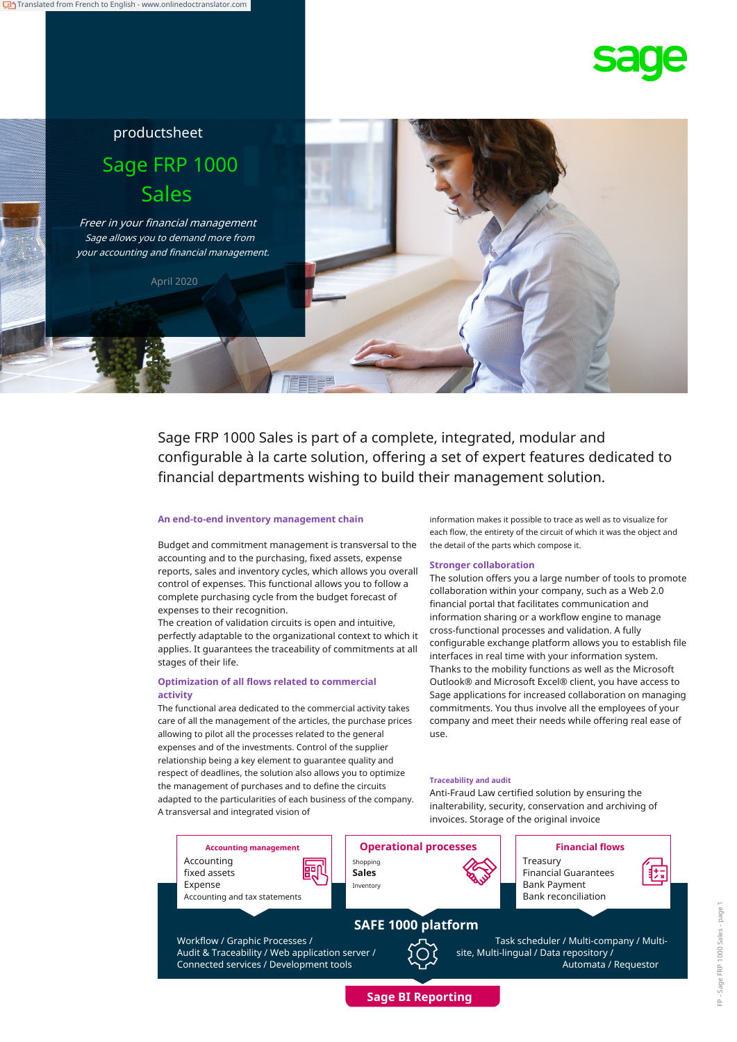productsheet

# Sage FRP 1000 Sales

*Freer in your financial management*
*Sage allows you to demand more from your accounting and financial management.*

April 2020

Sage FRP 1000 Sales is part of a complete, integrated, modular and configurable à la carte solution, offering a set of expert features dedicated to financial departments wishing to build their management solution.

### An end-to-end inventory management chain

Budget and commitment management is transversal to the accounting and to the purchasing, fixed assets, expense reports, sales and inventory cycles, which allows you overall control of expenses. This functional allows you to follow a complete purchasing cycle from the budget forecast of expenses to their recognition.
The creation of validation circuits is open and intuitive, perfectly adaptable to the organizational context to which it applies. It guarantees the traceability of commitments at all stages of their life.

### Optimization of all flows related to commercial activity

The functional area dedicated to the commercial activity takes care of all the management of the articles, the purchase prices allowing to pilot all the processes related to the general expenses and of the investments. Control of the supplier relationship being a key element to guarantee quality and respect of deadlines, the solution also allows you to optimize the management of purchases and to define the circuits adapted to the particularities of each business of the company. A transversal and integrated vision of information makes it possible to trace as well as to visualize for each flow, the entirety of the circuit of which it was the object and the detail of the parts which compose it.

### Stronger collaboration

The solution offers you a large number of tools to promote collaboration within your company, such as a Web 2.0 financial portal that facilitates communication and information sharing or a workflow engine to manage cross-functional processes and validation. A fully configurable exchange platform allows you to establish file interfaces in real time with your information system. Thanks to the mobility functions as well as the Microsoft Outlook® and Microsoft Excel® client, you have access to Sage applications for increased collaboration on managing commitments. You thus involve all the employees of your company and meet their needs while offering real ease of use.

### Traceability and audit

Anti-Fraud Law certified solution by ensuring the inalterability, security, conservation and archiving of invoices. Storage of the original invoice

**Accounting management**
Accounting
fixed assets
Expense
Accounting and tax statements

**Operational processes**
Shopping
**Sales**
Inventory

**Financial flows**
Treasury
Financial Guarantees
Bank Payment
Bank reconciliation

**SAFE 1000 platform**

Workflow / Graphic Processes / Audit & Traceability / Web application server / Connected services / Development tools

Task scheduler / Multi-company / Multi-site, Multi-lingual / Data repository / Automata / Requestor

**Sage BI Reporting**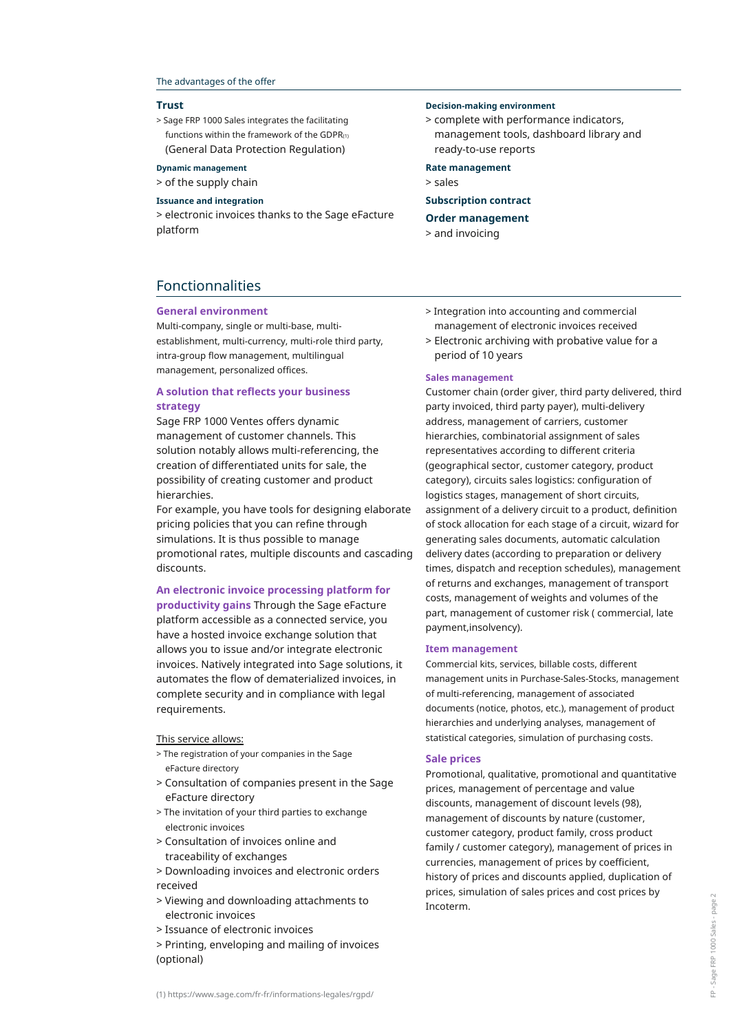The advantages of the offer

**Trust**

> Sage FRP 1000 Sales integrates the facilitating functions within the framework of the GDPR[1] (General Data Protection Regulation)

**Dynamic management**

> of the supply chain

**Issuance and integration**

> electronic invoices thanks to the Sage eFacture platform

**Decision-making environment**

> complete with performance indicators, management tools, dashboard library and ready-to-use reports

**Rate management**

> sales

**Subscription contract**

**Order management**

> and invoicing

## Fonctionnalities

### General environment

Multi-company, single or multi-base, multi-establishment, multi-currency, multi-role third party, intra-group flow management, multilingual management, personalized offices.

### A solution that reflects your business strategy

Sage FRP 1000 Ventes offers dynamic management of customer channels. This solution notably allows multi-referencing, the creation of differentiated units for sale, the possibility of creating customer and product hierarchies.

For example, you have tools for designing elaborate pricing policies that you can refine through simulations. It is thus possible to manage promotional rates, multiple discounts and cascading discounts.

### An electronic invoice processing platform for productivity gains

Through the Sage eFacture platform accessible as a connected service, you have a hosted invoice exchange solution that allows you to issue and/or integrate electronic invoices. Natively integrated into Sage solutions, it automates the flow of dematerialized invoices, in complete security and in compliance with legal requirements.

This service allows:

> The registration of your companies in the Sage eFacture directory

> Consultation of companies present in the Sage eFacture directory

> The invitation of your third parties to exchange electronic invoices

> Consultation of invoices online and traceability of exchanges

> Downloading invoices and electronic orders received

> Viewing and downloading attachments to electronic invoices

> Issuance of electronic invoices

> Printing, enveloping and mailing of invoices (optional)

> Integration into accounting and commercial management of electronic invoices received

> Electronic archiving with probative value for a period of 10 years

### Sales management

Customer chain (order giver, third party delivered, third party invoiced, third party payer), multi-delivery address, management of carriers, customer hierarchies, combinatorial assignment of sales representatives according to different criteria (geographical sector, customer category, product category), circuits sales logistics: configuration of logistics stages, management of short circuits, assignment of a delivery circuit to a product, definition of stock allocation for each stage of a circuit, wizard for generating sales documents, automatic calculation delivery dates (according to preparation or delivery times, dispatch and reception schedules), management of returns and exchanges, management of transport costs, management of weights and volumes of the part, management of customer risk ( commercial, late payment,insolvency).

### Item management

Commercial kits, services, billable costs, different management units in Purchase-Sales-Stocks, management of multi-referencing, management of associated documents (notice, photos, etc.), management of product hierarchies and underlying analyses, management of statistical categories, simulation of purchasing costs.

### Sale prices

Promotional, qualitative, promotional and quantitative prices, management of percentage and value discounts, management of discount levels (98), management of discounts by nature (customer, customer category, product family, cross product family / customer category), management of prices in currencies, management of prices by coefficient, history of prices and discounts applied, duplication of prices, simulation of sales prices and cost prices by Incoterm.

(1) https://www.sage.com/fr-fr/informations-legales/rgpd/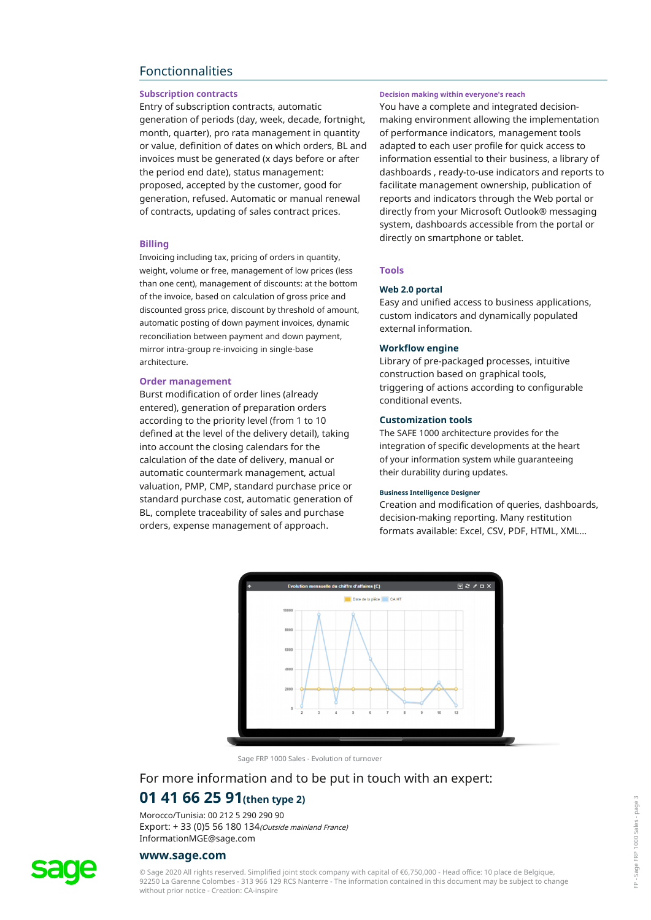## Fonctionnalities

### Subscription contracts

Entry of subscription contracts, automatic generation of periods (day, week, decade, fortnight, month, quarter), pro rata management in quantity or value, definition of dates on which orders, BL and invoices must be generated (x days before or after the period end date), status management: proposed, accepted by the customer, good for generation, refused. Automatic or manual renewal of contracts, updating of sales contract prices.

### Billing

Invoicing including tax, pricing of orders in quantity, weight, volume or free, management of low prices (less than one cent), management of discounts: at the bottom of the invoice, based on calculation of gross price and discounted gross price, discount by threshold of amount, automatic posting of down payment invoices, dynamic reconciliation between payment and down payment, mirror intra-group re-invoicing in single-base architecture.

### Order management

Burst modification of order lines (already entered), generation of preparation orders according to the priority level (from 1 to 10 defined at the level of the delivery detail), taking into account the closing calendars for the calculation of the date of delivery, manual or automatic countermark management, actual valuation, PMP, CMP, standard purchase price or standard purchase cost, automatic generation of BL, complete traceability of sales and purchase orders, expense management of approach.

### Decision making within everyone's reach

You have a complete and integrated decision-making environment allowing the implementation of performance indicators, management tools adapted to each user profile for quick access to information essential to their business, a library of dashboards , ready-to-use indicators and reports to facilitate management ownership, publication of reports and indicators through the Web portal or directly from your Microsoft Outlook® messaging system, dashboards accessible from the portal or directly on smartphone or tablet.

### Tools

#### Web 2.0 portal

Easy and unified access to business applications, custom indicators and dynamically populated external information.

#### Workflow engine

Library of pre-packaged processes, intuitive construction based on graphical tools, triggering of actions according to configurable conditional events.

#### Customization tools

The SAFE 1000 architecture provides for the integration of specific developments at the heart of your information system while guaranteeing their durability during updates.

#### Business Intelligence Designer

Creation and modification of queries, dashboards, decision-making reporting. Many restitution formats available: Excel, CSV, PDF, HTML, XML...

Evolution mensuelle du chiffre d'affaires (C)
Date de la pièce CA HT
10000
8000
6000
4000
2000
0
2 3 4 5 6 7 8 9 10 12

Sage FRP 1000 Sales - Evolution of turnover

For more information and to be put in touch with an expert:

**01 41 66 25 91** **(then type 2)**

Morocco/Tunisia: 00 212 5 290 290 90
Export: + 33 (0)5 56 180 134 *(Outside mainland France)*
InformationMGE@sage.com

**www.sage.com**

© Sage 2020 All rights reserved. Simplified joint stock company with capital of €6,750,000 - Head office: 10 place de Belgique, 92250 La Garenne Colombes - 313 966 129 RCS Nanterre - The information contained in this document may be subject to change without prior notice - Creation: CA-inspire